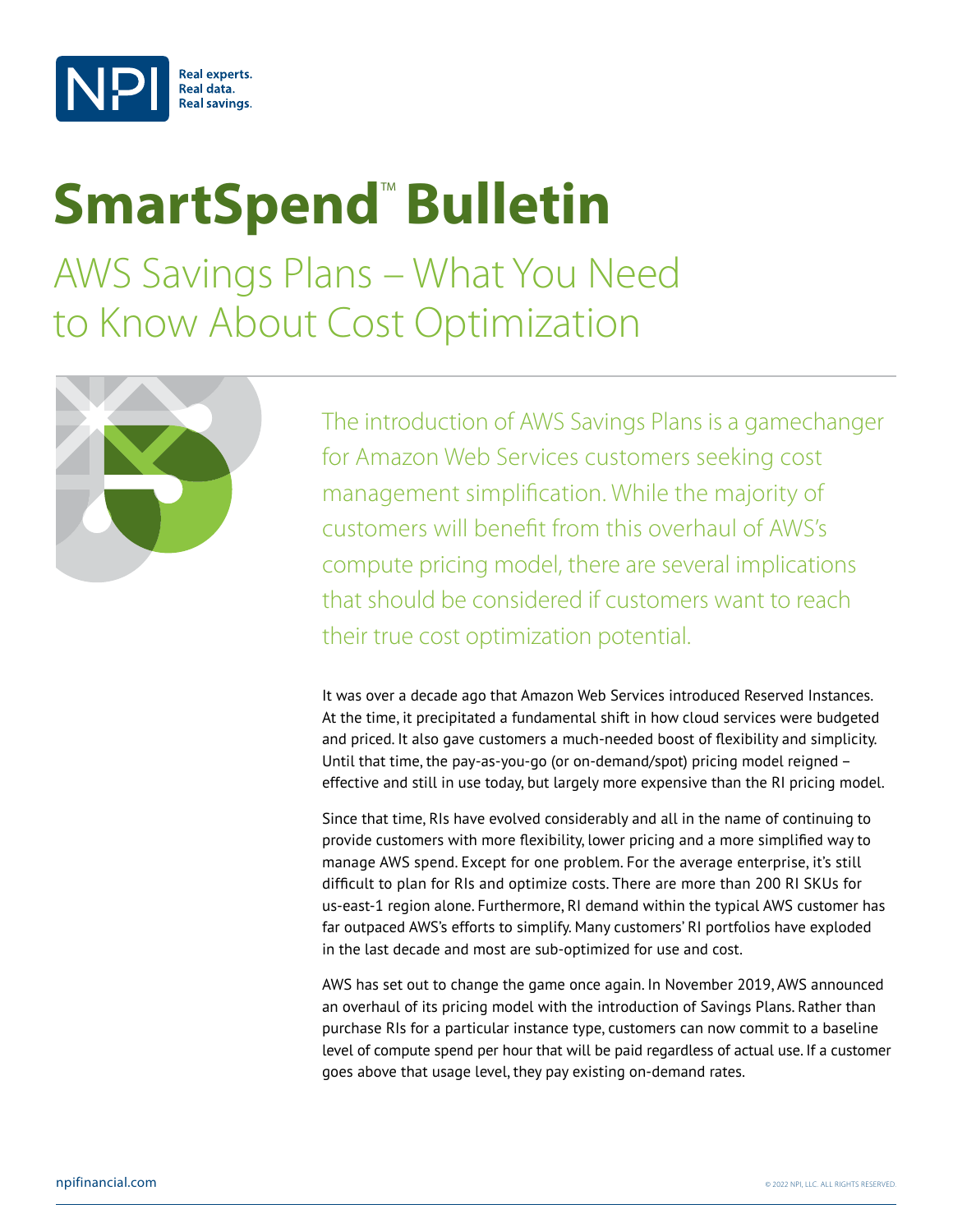# SmartSpend™ Bulletin

## AWS Savings Plans – What You Need to Know About Cost Optimization

The introduction of AWS Savings Plans is a gamechanger for Amazon Web Services customers seeking cost management simplification. While the majority of customers will benefit from this overhaul of AWS's compute pricing model, there are several implications that should be considered if customers want to reach their true cost optimization potential.

It was over a decade ago that Amazon Web Services introduced Reserved Instances. At the time, it precipitated a fundamental shift in how cloud services were budgeted and priced. It also gave customers a much-needed boost of flexibility and simplicity. Until that time, the pay-as-you-go (or on-demand/spot) pricing model reigned – effective and still in use today, but largely more expensive than the RI pricing model.

Since that time, RIs have evolved considerably and all in the name of continuing to provide customers with more flexibility, lower pricing and a more simplified way to manage AWS spend. Except for one problem. For the average enterprise, it's still difficult to plan for RIs and optimize costs. There are more than 200 RI SKUs for us-east-1 region alone. Furthermore, RI demand within the typical AWS customer has far outpaced AWS's efforts to simplify. Many customers' RI portfolios have exploded in the last decade and most are sub-optimized for use and cost.

AWS has set out to change the game once again. In November 2019, AWS announced an overhaul of its pricing model with the introduction of Savings Plans. Rather than purchase RIs for a particular instance type, customers can now commit to a baseline level of compute spend per hour that will be paid regardless of actual use. If a customer goes above that usage level, they pay existing on-demand rates.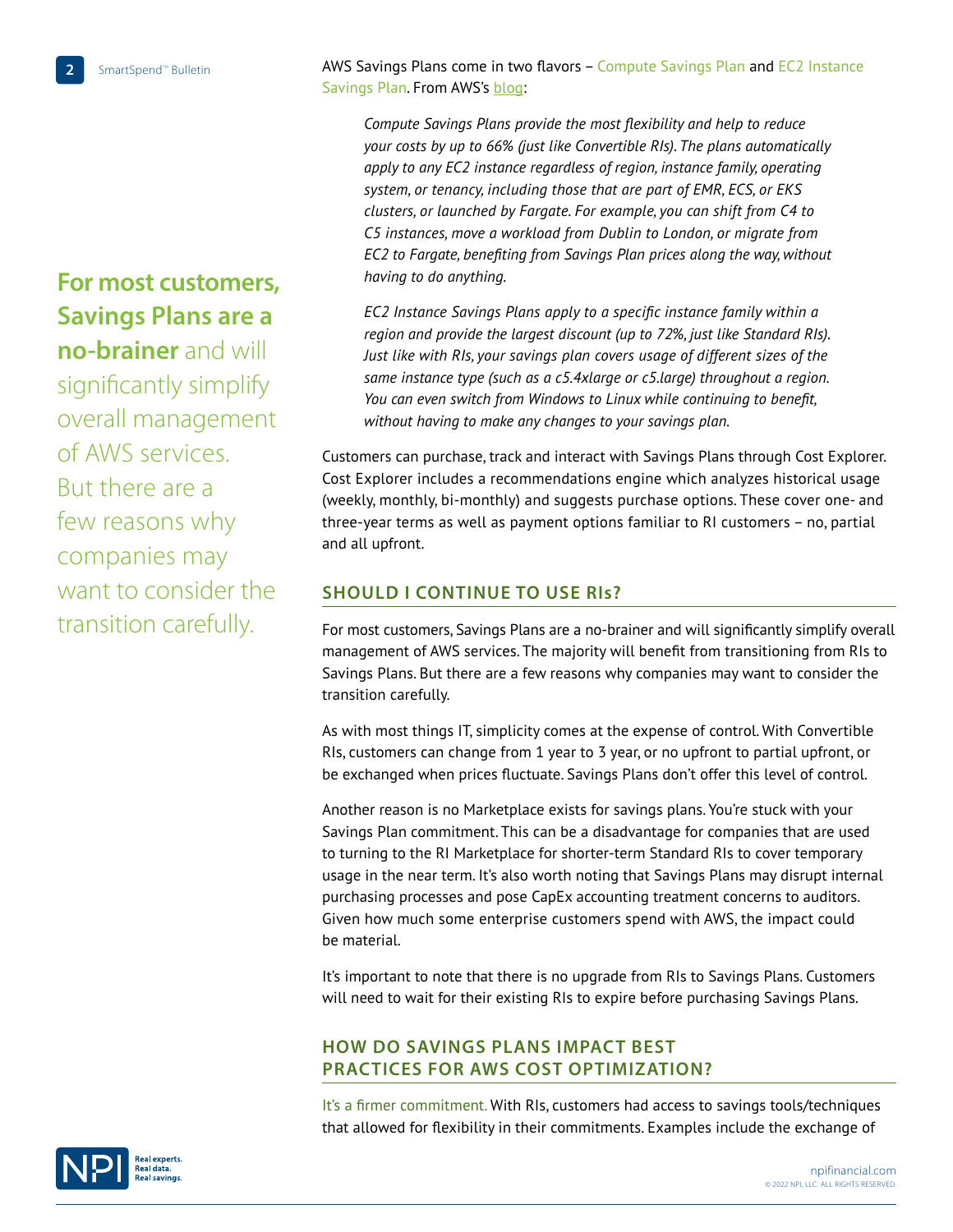AWS Savings Plans come in two flavors – Compute Savings Plan and EC2 Instance Savings Plan. From AWS's blog:

> *Compute Savings Plans provide the most flexibility and help to reduce your costs by up to 66% (just like Convertible RIs). The plans automatically apply to any EC2 instance regardless of region, instance family, operating system, or tenancy, including those that are part of EMR, ECS, or EKS clusters, or launched by Fargate. For example, you can shift from C4 to C5 instances, move a workload from Dublin to London, or migrate from EC2 to Fargate, benefiting from Savings Plan prices along the way, without having to do anything.*
>
> *EC2 Instance Savings Plans apply to a specific instance family within a region and provide the largest discount (up to 72%, just like Standard RIs). Just like with RIs, your savings plan covers usage of different sizes of the same instance type (such as a c5.4xlarge or c5.large) throughout a region. You can even switch from Windows to Linux while continuing to benefit, without having to make any changes to your savings plan.*

Customers can purchase, track and interact with Savings Plans through Cost Explorer. Cost Explorer includes a recommendations engine which analyzes historical usage (weekly, monthly, bi-monthly) and suggests purchase options. These cover one- and three-year terms as well as payment options familiar to RI customers – no, partial and all upfront.

**For most customers, Savings Plans are a no-brainer** and will significantly simplify overall management of AWS services. But there are a few reasons why companies may want to consider the transition carefully.

## SHOULD I CONTINUE TO USE RIs?

For most customers, Savings Plans are a no-brainer and will significantly simplify overall management of AWS services. The majority will benefit from transitioning from RIs to Savings Plans. But there are a few reasons why companies may want to consider the transition carefully.

As with most things IT, simplicity comes at the expense of control. With Convertible RIs, customers can change from 1 year to 3 year, or no upfront to partial upfront, or be exchanged when prices fluctuate. Savings Plans don't offer this level of control.

Another reason is no Marketplace exists for savings plans. You're stuck with your Savings Plan commitment. This can be a disadvantage for companies that are used to turning to the RI Marketplace for shorter-term Standard RIs to cover temporary usage in the near term. It's also worth noting that Savings Plans may disrupt internal purchasing processes and pose CapEx accounting treatment concerns to auditors. Given how much some enterprise customers spend with AWS, the impact could be material.

It's important to note that there is no upgrade from RIs to Savings Plans. Customers will need to wait for their existing RIs to expire before purchasing Savings Plans.

## HOW DO SAVINGS PLANS IMPACT BEST PRACTICES FOR AWS COST OPTIMIZATION?

It's a firmer commitment. With RIs, customers had access to savings tools/techniques that allowed for flexibility in their commitments. Examples include the exchange of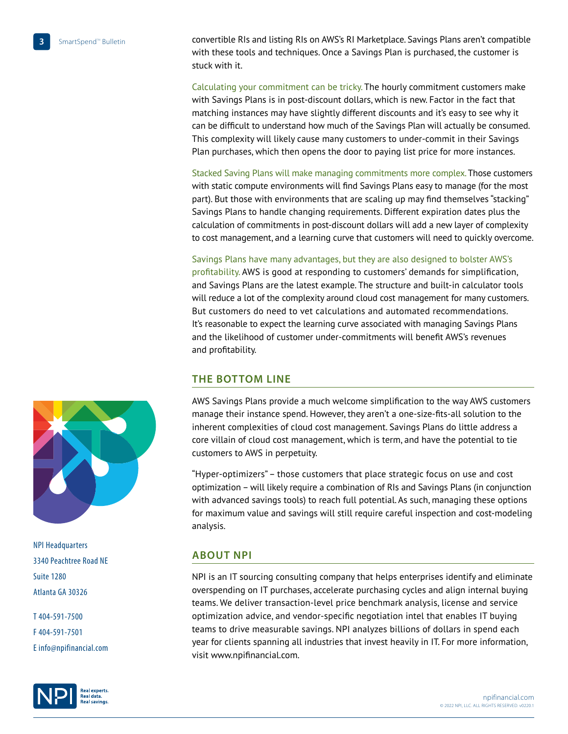convertible RIs and listing RIs on AWS's RI Marketplace. Savings Plans aren't compatible with these tools and techniques. Once a Savings Plan is purchased, the customer is stuck with it.

Calculating your commitment can be tricky. The hourly commitment customers make with Savings Plans is in post-discount dollars, which is new. Factor in the fact that matching instances may have slightly different discounts and it's easy to see why it can be difficult to understand how much of the Savings Plan will actually be consumed. This complexity will likely cause many customers to under-commit in their Savings Plan purchases, which then opens the door to paying list price for more instances.

Stacked Saving Plans will make managing commitments more complex. Those customers with static compute environments will find Savings Plans easy to manage (for the most part). But those with environments that are scaling up may find themselves "stacking" Savings Plans to handle changing requirements. Different expiration dates plus the calculation of commitments in post-discount dollars will add a new layer of complexity to cost management, and a learning curve that customers will need to quickly overcome.

Savings Plans have many advantages, but they are also designed to bolster AWS's profitability. AWS is good at responding to customers' demands for simplification, and Savings Plans are the latest example. The structure and built-in calculator tools will reduce a lot of the complexity around cloud cost management for many customers. But customers do need to vet calculations and automated recommendations. It's reasonable to expect the learning curve associated with managing Savings Plans and the likelihood of customer under-commitments will benefit AWS's revenues and profitability.

## THE BOTTOM LINE

AWS Savings Plans provide a much welcome simplification to the way AWS customers manage their instance spend. However, they aren't a one-size-fits-all solution to the inherent complexities of cloud cost management. Savings Plans do little address a core villain of cloud cost management, which is term, and have the potential to tie customers to AWS in perpetuity.

"Hyper-optimizers" – those customers that place strategic focus on use and cost optimization – will likely require a combination of RIs and Savings Plans (in conjunction with advanced savings tools) to reach full potential. As such, managing these options for maximum value and savings will still require careful inspection and cost-modeling analysis.

## ABOUT NPI

NPI is an IT sourcing consulting company that helps enterprises identify and eliminate overspending on IT purchases, accelerate purchasing cycles and align internal buying teams. We deliver transaction-level price benchmark analysis, license and service optimization advice, and vendor-specific negotiation intel that enables IT buying teams to drive measurable savings. NPI analyzes billions of dollars in spend each year for clients spanning all industries that invest heavily in IT. For more information, visit www.npifinancial.com.

NPI Headquarters
3340 Peachtree Road NE
Suite 1280
Atlanta GA 30326

T 404-591-7500
F 404-591-7501
E info@npifinancial.com

Real experts.
Real data.
Real savings.

npifinancial.com
© 2022 NPI, LLC. ALL RIGHTS RESERVED. v0220.1